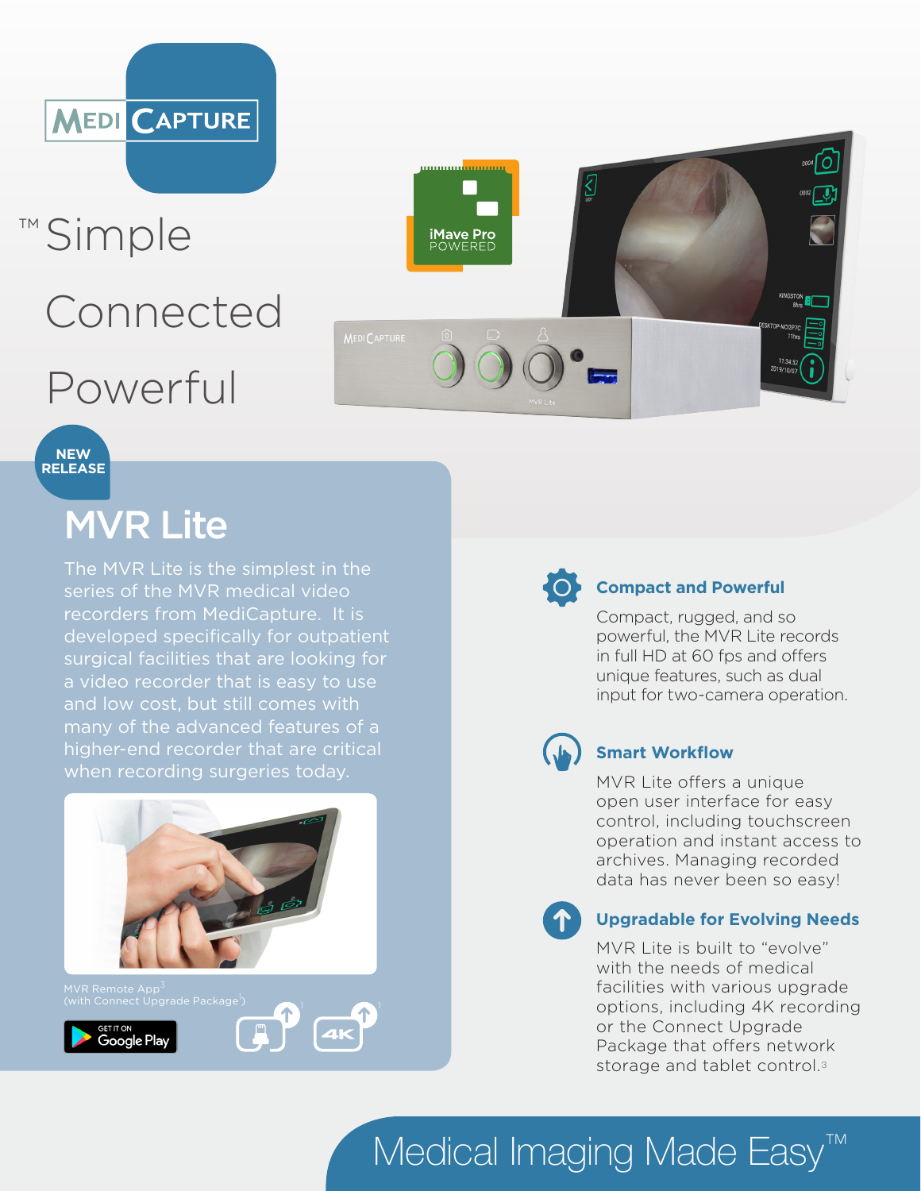# MEDI CAPTURE

™ Simple

Connected

Powerful

iMave Pro POWERED

NEW RELEASE

## MVR Lite

The MVR Lite is the simplest in the series of the MVR medical video recorders from MediCapture. It is developed specifically for outpatient surgical facilities that are looking for a video recorder that is easy to use and low cost, but still comes with many of the advanced features of a higher-end recorder that are critical when recording surgeries today.

MVR Remote App[3]
(with Connect Upgrade Package[1])

GET IT ON Google Play

### Compact and Powerful

Compact, rugged, and so powerful, the MVR Lite records in full HD at 60 fps and offers unique features, such as dual input for two-camera operation.

### Smart Workflow

MVR Lite offers a unique open user interface for easy control, including touchscreen operation and instant access to archives. Managing recorded data has never been so easy!

### Upgradable for Evolving Needs

MVR Lite is built to “evolve” with the needs of medical facilities with various upgrade options, including 4K recording or the Connect Upgrade Package that offers network storage and tablet control.[3]

Medical Imaging Made Easy™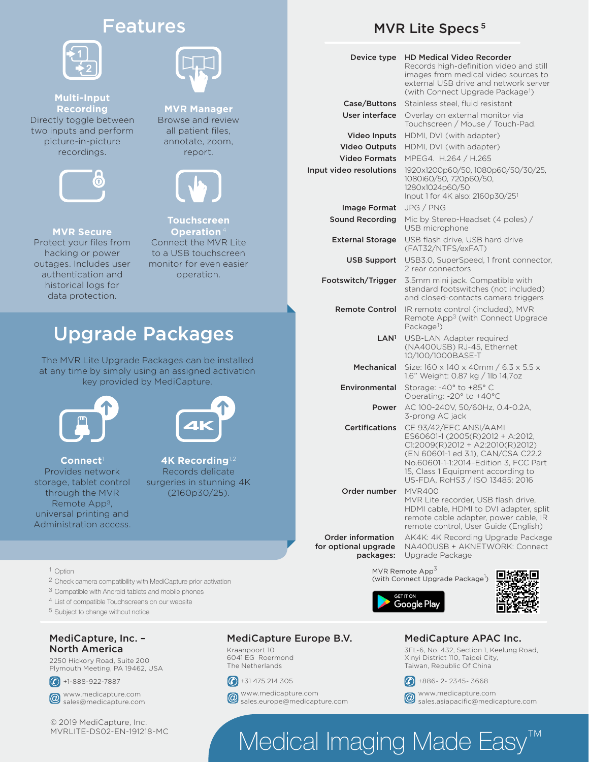# Features

**Multi-Input Recording**
Directly toggle between two inputs and perform picture-in-picture recordings.

**MVR Manager**
Browse and review all patient files, annotate, zoom, report.

**MVR Secure**
Protect your files from hacking or power outages. Includes user authentication and historical logs for data protection.

**Touchscreen Operation** [4]
Connect the MVR Lite to a USB touchscreen monitor for even easier operation.

# Upgrade Packages

The MVR Lite Upgrade Packages can be installed at any time by simply using an assigned activation key provided by MediCapture.

**Connect** [1]
Provides network storage, tablet control through the MVR Remote App[3], universal printing and Administration access.

**4K Recording** [1,2]
Records delicate surgeries in stunning 4K (2160p30/25).

# MVR Lite Specs [5]

| | |
|---|---|
| **Device type** | **HD Medical Video Recorder** Records high-definition video and still images from medical video sources to external USB drive and network server (with Connect Upgrade Package[1]) |
| **Case/Buttons** | Stainless steel, fluid resistant |
| **User interface** | Overlay on external monitor via Touchscreen / Mouse / Touch-Pad. |
| **Video Inputs** | HDMI, DVI (with adapter) |
| **Video Outputs** | HDMI, DVI (with adapter) |
| **Video Formats** | MPEG4. H.264 / H.265 |
| **Input video resolutions** | 1920x1200p60/50, 1080p60/50/30/25, 1080i60/50, 720p60/50, 1280x1024p60/50 Input 1 for 4K also: 2160p30/25[1] |
| **Image Format** | JPG / PNG |
| **Sound Recording** | Mic by Stereo-Headset (4 poles) / USB microphone |
| **External Storage** | USB flash drive, USB hard drive (FAT32/NTFS/exFAT) |
| **USB Support** | USB3.0, SuperSpeed, 1 front connector, 2 rear connectors |
| **Footswitch/Trigger** | 3.5mm mini jack. Compatible with standard footswitches (not included) and closed-contacts camera triggers |
| **Remote Control** | IR remote control (included), MVR Remote App[3] (with Connect Upgrade Package[1]) |
| **LAN[1]** | USB-LAN Adapter required (NA400USB) RJ-45, Ethernet 10/100/1000BASE-T |
| **Mechanical** | Size: 160 x 140 x 40mm / 6.3 x 5.5 x 1.6" Weight: 0.87 kg / 1lb 14,7oz |
| **Environmental** | Storage: -40° to +85° C Operating: -20° to +40°C |
| **Power** | AC 100-240V, 50/60Hz, 0.4-0.2A, 3-prong AC jack |
| **Certifications** | CE 93/42/EEC ANSI/AAMI ES60601-1 (2005(R)2012 + A:2012, C1:2009(R)2012 + A2:2010(R)2012) (EN 60601-1 ed 3.1), CAN/CSA C22.2 No.60601-1-1:2014–Edition 3, FCC Part 15, Class 1 Equipment according to US-FDA, RoHS3 / ISO 13485: 2016 |
| **Order number** | MVR400 MVR Lite recorder, USB flash drive, HDMI cable, HDMI to DVI adapter, split remote cable adapter, power cable, IR remote control, User Guide (English) |
| **Order information for optional upgrade packages:** | AK4K: 4K Recording Upgrade Package NA400USB + AKNETWORK: Connect Upgrade Package |

MVR Remote App[3]
(with Connect Upgrade Package[1])

GET IT ON Google Play

[1] Option
[2] Check camera compatibility with MediCapture prior activation
[3] Compatible with Android tablets and mobile phones
[4] List of compatible Touchscreens on our website
[5] Subject to change without notice

### MediCapture, Inc. – North America
2250 Hickory Road, Suite 200
Plymouth Meeting, PA 19462, USA

+1-888-922-7887

www.medicapture.com
sales@medicapture.com

### MediCapture Europe B.V.
Kraanpoort 10
6041 EG Roermond
The Netherlands

+31 475 214 305

www.medicapture.com
sales.europe@medicapture.com

### MediCapture APAC Inc.
3FL-6, No. 432, Section 1, Keelung Road,
Xinyi District 110, Taipei City,
Taiwan, Republic Of China

+886- 2- 2345- 3668

www.medicapture.com
sales.asiapacific@medicapture.com

© 2019 MediCapture, Inc.
MVRLITE-DS02-EN-191218-MC

Medical Imaging Made Easy™